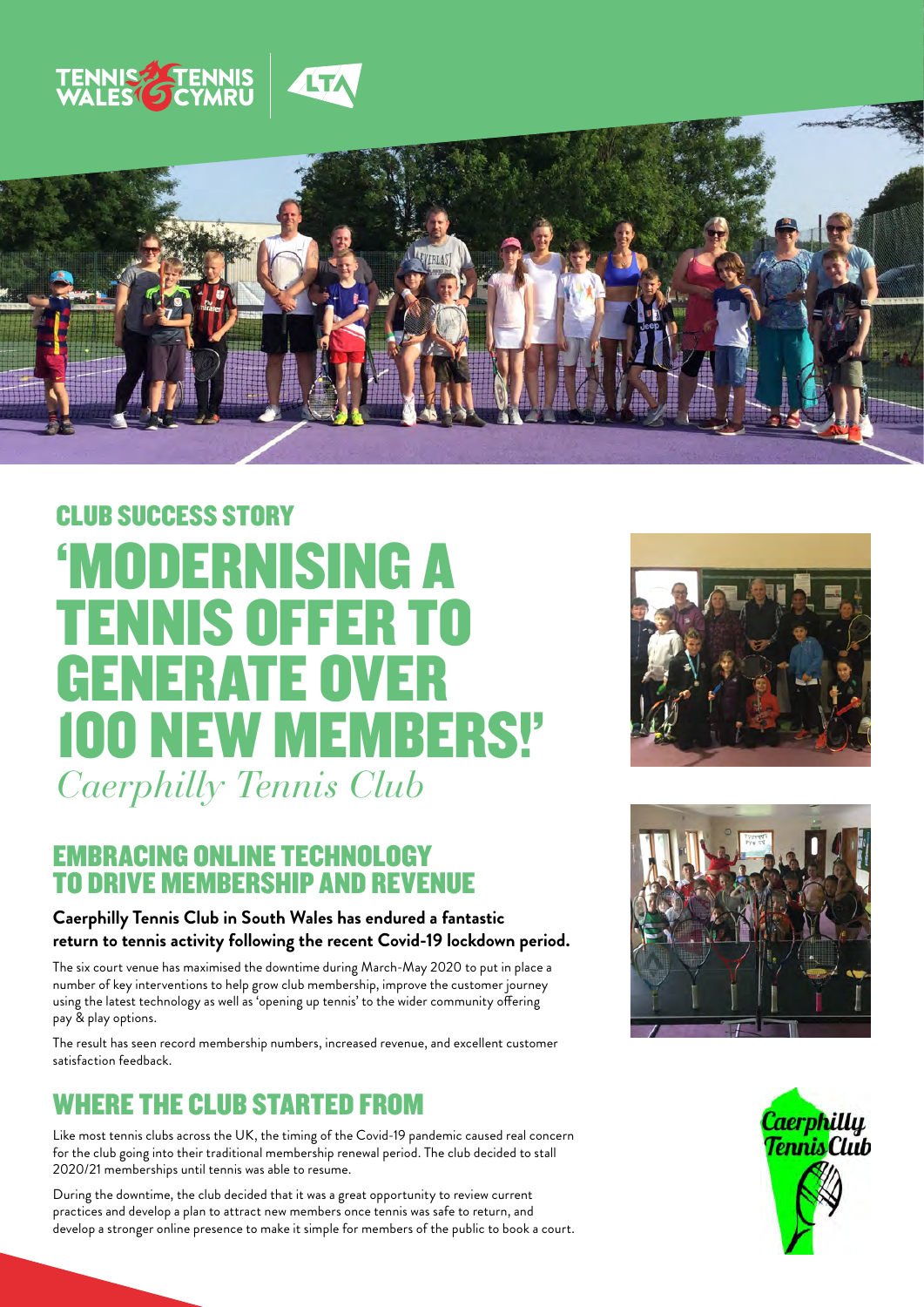## CLUB SUCCESS STORY

# 'MODERNISING A TENNIS OFFER TO GENERATE OVER 100 NEW MEMBERS!'

*Caerphilly Tennis Club*

## EMBRACING ONLINE TECHNOLOGY TO DRIVE MEMBERSHIP AND REVENUE

**Caerphilly Tennis Club in South Wales has endured a fantastic return to tennis activity following the recent Covid-19 lockdown period.**

The six court venue has maximised the downtime during March-May 2020 to put in place a number of key interventions to help grow club membership, improve the customer journey using the latest technology as well as 'opening up tennis' to the wider community offering pay & play options.

The result has seen record membership numbers, increased revenue, and excellent customer satisfaction feedback.

## WHERE THE CLUB STARTED FROM

Like most tennis clubs across the UK, the timing of the Covid-19 pandemic caused real concern for the club going into their traditional membership renewal period. The club decided to stall 2020/21 memberships until tennis was able to resume.

During the downtime, the club decided that it was a great opportunity to review current practices and develop a plan to attract new members once tennis was safe to return, and develop a stronger online presence to make it simple for members of the public to book a court.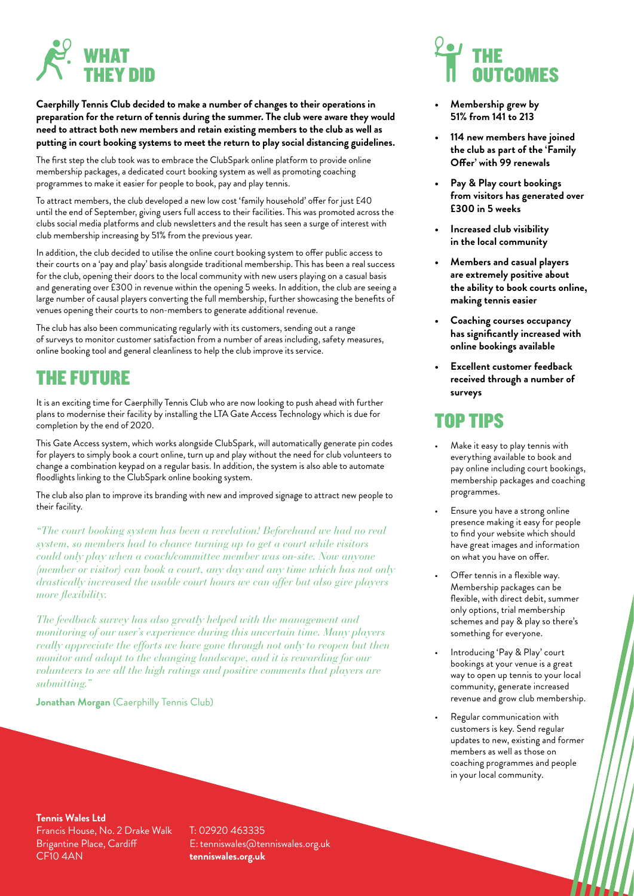# WHAT THEY DID

**Caerphilly Tennis Club decided to make a number of changes to their operations in preparation for the return of tennis during the summer. The club were aware they would need to attract both new members and retain existing members to the club as well as putting in court booking systems to meet the return to play social distancing guidelines.**

The first step the club took was to embrace the ClubSpark online platform to provide online membership packages, a dedicated court booking system as well as promoting coaching programmes to make it easier for people to book, pay and play tennis.

To attract members, the club developed a new low cost 'family household' offer for just £40 until the end of September, giving users full access to their facilities. This was promoted across the clubs social media platforms and club newsletters and the result has seen a surge of interest with club membership increasing by 51% from the previous year.

In addition, the club decided to utilise the online court booking system to offer public access to their courts on a 'pay and play' basis alongside traditional membership. This has been a real success for the club, opening their doors to the local community with new users playing on a casual basis and generating over £300 in revenue within the opening 5 weeks. In addition, the club are seeing a large number of causal players converting the full membership, further showcasing the benefits of venues opening their courts to non-members to generate additional revenue.

The club has also been communicating regularly with its customers, sending out a range of surveys to monitor customer satisfaction from a number of areas including, safety measures, online booking tool and general cleanliness to help the club improve its service.

# THE FUTURE

It is an exciting time for Caerphilly Tennis Club who are now looking to push ahead with further plans to modernise their facility by installing the LTA Gate Access Technology which is due for completion by the end of 2020.

This Gate Access system, which works alongside ClubSpark, will automatically generate pin codes for players to simply book a court online, turn up and play without the need for club volunteers to change a combination keypad on a regular basis. In addition, the system is also able to automate floodlights linking to the ClubSpark online booking system.

The club also plan to improve its branding with new and improved signage to attract new people to their facility.

*"The court booking system has been a revelation! Beforehand we had no real system, so members had to chance turning up to get a court while visitors could only play when a coach/committee member was on-site. Now anyone (member or visitor) can book a court, any day and any time which has not only drastically increased the usable court hours we can offer but also give players more flexibility.*

*The feedback survey has also greatly helped with the management and monitoring of our user's experience during this uncertain time. Many players really appreciate the efforts we have gone through not only to reopen but then monitor and adapt to the changing landscape, and it is rewarding for our volunteers to see all the high ratings and positive comments that players are submitting."*

**Jonathan Morgan** (Caerphilly Tennis Club)

# THE OUTCOMES

- **Membership grew by 51% from 141 to 213**
- **114 new members have joined the club as part of the 'Family Offer' with 99 renewals**
- **Pay & Play court bookings from visitors has generated over £300 in 5 weeks**
- **Increased club visibility in the local community**
- **Members and casual players are extremely positive about the ability to book courts online, making tennis easier**
- **Coaching courses occupancy has significantly increased with online bookings available**
- **Excellent customer feedback received through a number of surveys**

# TOP TIPS

- Make it easy to play tennis with everything available to book and pay online including court bookings, membership packages and coaching programmes.
- Ensure you have a strong online presence making it easy for people to find your website which should have great images and information on what you have on offer.
- Offer tennis in a flexible way. Membership packages can be flexible, with direct debit, summer only options, trial membership schemes and pay & play so there's something for everyone.
- Introducing 'Pay & Play' court bookings at your venue is a great way to open up tennis to your local community, generate increased revenue and grow club membership.
- Regular communication with customers is key. Send regular updates to new, existing and former members as well as those on coaching programmes and people in your local community.

**Tennis Wales Ltd**
Francis House, No. 2 Drake Walk
Brigantine Place, Cardiff
CF10 4AN

T: 02920 463335
E: tenniswales@tenniswales.org.uk
**tenniswales.org.uk**